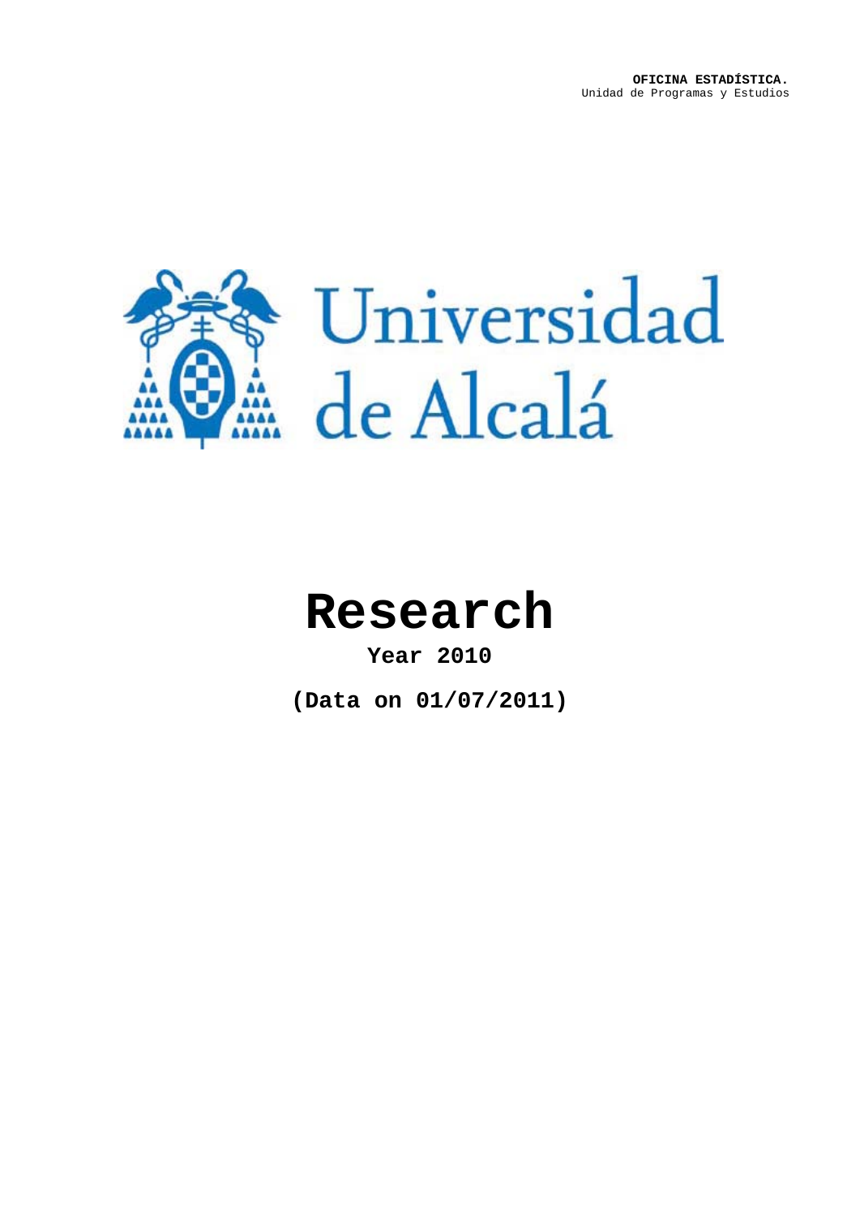**OFICINA ESTADÍSTICA.**
Unidad de Programas y Estudios

Universidad de Alcalá

# Research

**Year 2010**

**(Data on 01/07/2011)**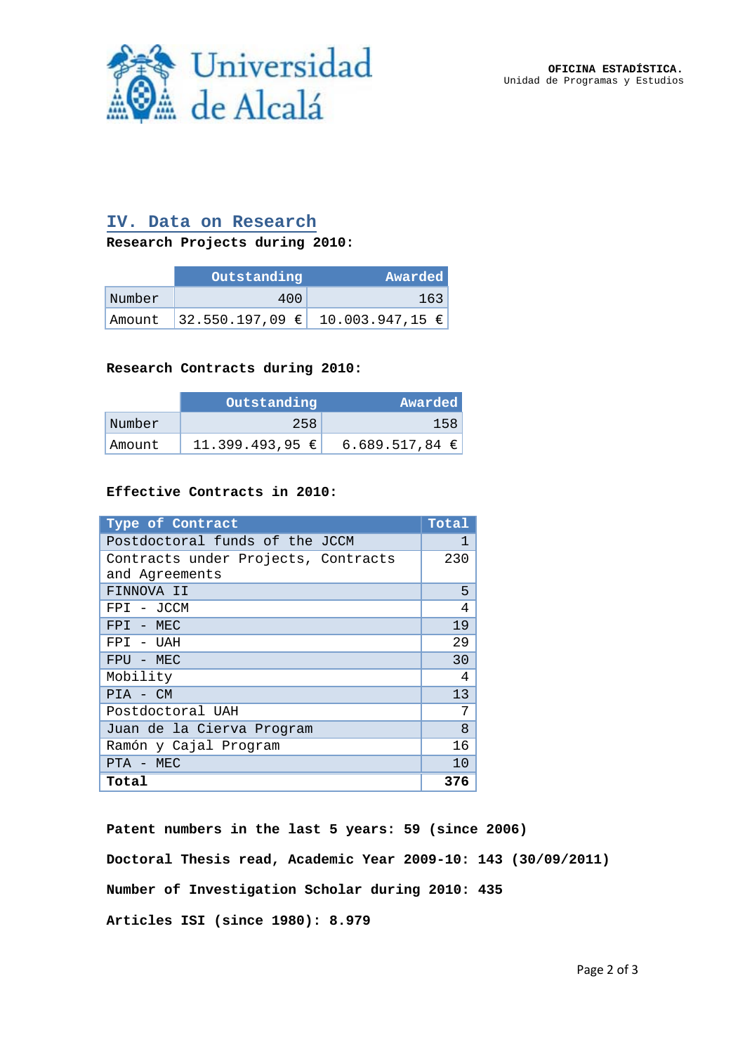## IV. Data on Research

**Research Projects during 2010:**

| | Outstanding | Awarded |
|---|---|---|
| Number | 400 | 163 |
| Amount | 32.550.197,09 € | 10.003.947,15 € |

**Research Contracts during 2010:**

| | Outstanding | Awarded |
|---|---|---|
| Number | 258 | 158 |
| Amount | 11.399.493,95 € | 6.689.517,84 € |

**Effective Contracts in 2010:**

| Type of Contract | Total |
|---|---|
| Postdoctoral funds of the JCCM | 1 |
| Contracts under Projects, Contracts and Agreements | 230 |
| FINNOVA II | 5 |
| FPI - JCCM | 4 |
| FPI - MEC | 19 |
| FPI - UAH | 29 |
| FPU - MEC | 30 |
| Mobility | 4 |
| PIA - CM | 13 |
| Postdoctoral UAH | 7 |
| Juan de la Cierva Program | 8 |
| Ramón y Cajal Program | 16 |
| PTA - MEC | 10 |
| **Total** | **376** |

**Patent numbers in the last 5 years: 59 (since 2006)**

**Doctoral Thesis read, Academic Year 2009-10: 143 (30/09/2011)**

**Number of Investigation Scholar during 2010: 435**

**Articles ISI (since 1980): 8.979**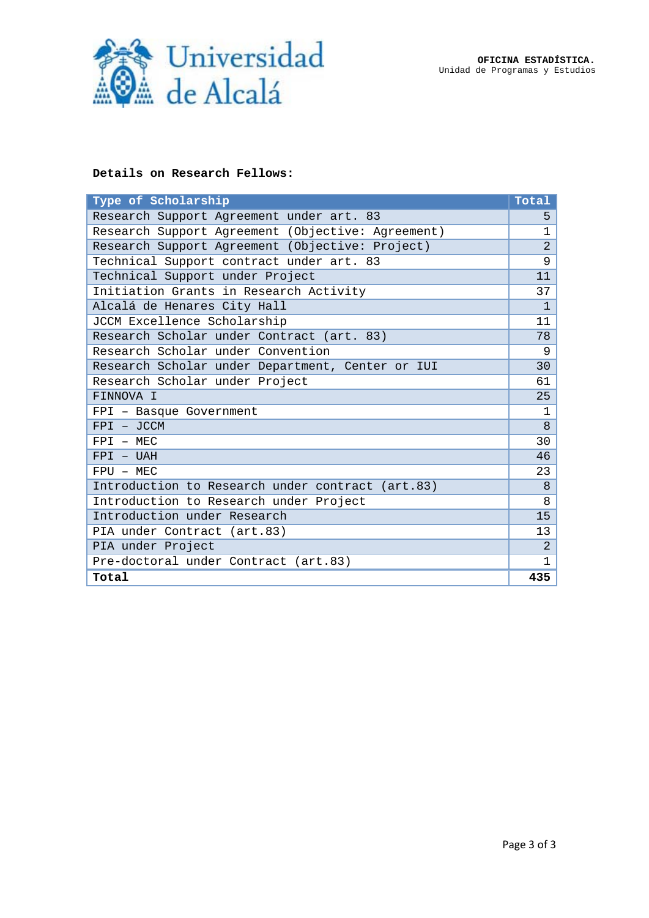**Details on Research Fellows:**

| Type of Scholarship | Total |
|---|---|
| Research Support Agreement under art. 83 | 5 |
| Research Support Agreement (Objective: Agreement) | 1 |
| Research Support Agreement (Objective: Project) | 2 |
| Technical Support contract under art. 83 | 9 |
| Technical Support under Project | 11 |
| Initiation Grants in Research Activity | 37 |
| Alcalá de Henares City Hall | 1 |
| JCCM Excellence Scholarship | 11 |
| Research Scholar under Contract (art. 83) | 78 |
| Research Scholar under Convention | 9 |
| Research Scholar under Department, Center or IUI | 30 |
| Research Scholar under Project | 61 |
| FINNOVA I | 25 |
| FPI – Basque Government | 1 |
| FPI – JCCM | 8 |
| FPI – MEC | 30 |
| FPI – UAH | 46 |
| FPU – MEC | 23 |
| Introduction to Research under contract (art.83) | 8 |
| Introduction to Research under Project | 8 |
| Introduction under Research | 15 |
| PIA under Contract (art.83) | 13 |
| PIA under Project | 2 |
| Pre-doctoral under Contract (art.83) | 1 |
| **Total** | **435** |